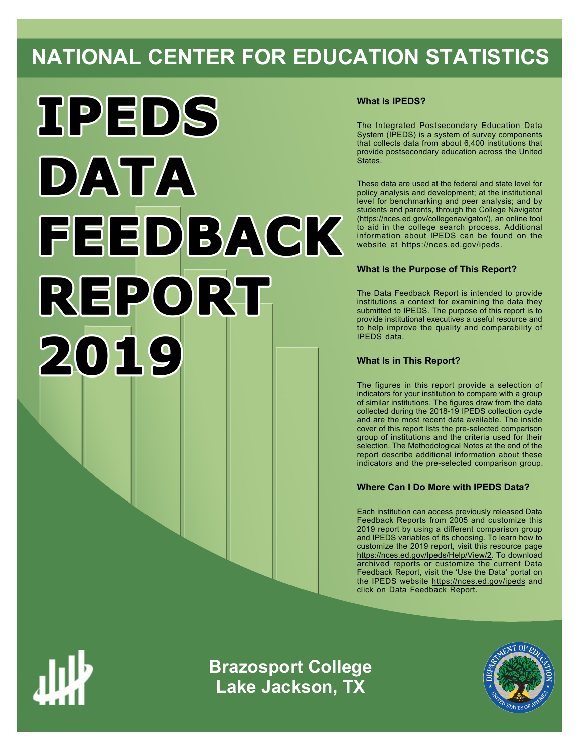# NATIONAL CENTER FOR EDUCATION STATISTICS

# IPEDS DATA FEEDBACK REPORT 2019

### What Is IPEDS?

The Integrated Postsecondary Education Data System (IPEDS) is a system of survey components that collects data from about 6,400 institutions that provide postsecondary education across the United States.

These data are used at the federal and state level for policy analysis and development; at the institutional level for benchmarking and peer analysis; and by students and parents, through the College Navigator (https://nces.ed.gov/collegenavigator/), an online tool to aid in the college search process. Additional information about IPEDS can be found on the website at https://nces.ed.gov/ipeds.

### What Is the Purpose of This Report?

The Data Feedback Report is intended to provide institutions a context for examining the data they submitted to IPEDS. The purpose of this report is to provide institutional executives a useful resource and to help improve the quality and comparability of IPEDS data.

### What Is in This Report?

The figures in this report provide a selection of indicators for your institution to compare with a group of similar institutions. The figures draw from the data collected during the 2018-19 IPEDS collection cycle and are the most recent data available. The inside cover of this report lists the pre-selected comparison group of institutions and the criteria used for their selection. The Methodological Notes at the end of the report describe additional information about these indicators and the pre-selected comparison group.

### Where Can I Do More with IPEDS Data?

Each institution can access previously released Data Feedback Reports from 2005 and customize this 2019 report by using a different comparison group and IPEDS variables of its choosing. To learn how to customize the 2019 report, visit this resource page https://nces.ed.gov/Ipeds/Help/View/2. To download archived reports or customize the current Data Feedback Report, visit the 'Use the Data' portal on the IPEDS website https://nces.ed.gov/ipeds and click on Data Feedback Report.

**Brazosport College**
**Lake Jackson, TX**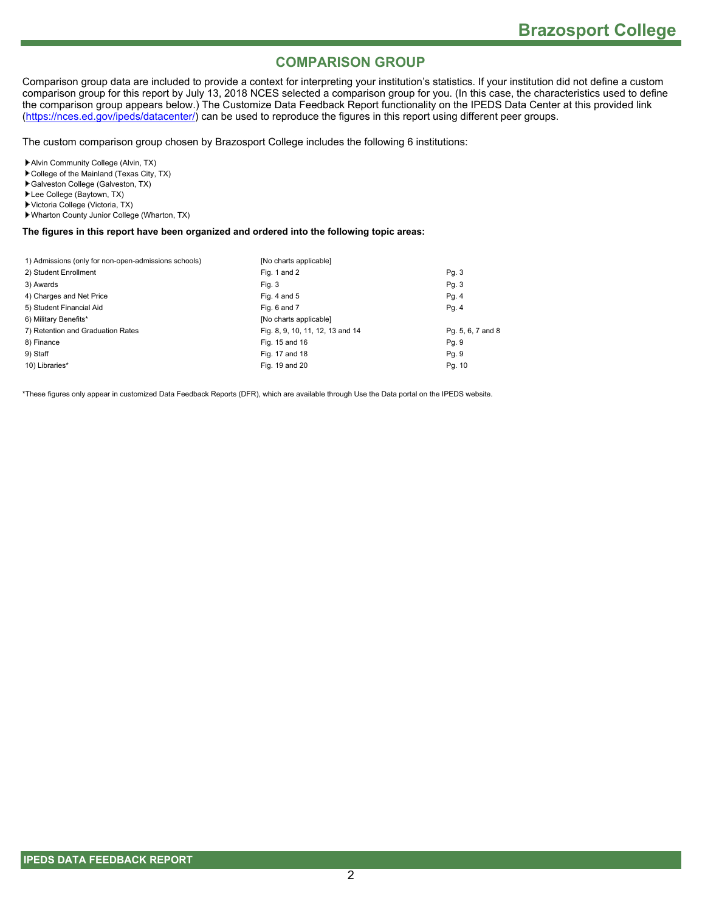## COMPARISON GROUP

Comparison group data are included to provide a context for interpreting your institution's statistics. If your institution did not define a custom comparison group for this report by July 13, 2018 NCES selected a comparison group for you. (In this case, the characteristics used to define the comparison group appears below.) The Customize Data Feedback Report functionality on the IPEDS Data Center at this provided link (https://nces.ed.gov/ipeds/datacenter/) can be used to reproduce the figures in this report using different peer groups.

The custom comparison group chosen by Brazosport College includes the following 6 institutions:

- Alvin Community College (Alvin, TX)
- College of the Mainland (Texas City, TX)
- Galveston College (Galveston, TX)
- Lee College (Baytown, TX)
- Victoria College (Victoria, TX)
- Wharton County Junior College (Wharton, TX)

**The figures in this report have been organized and ordered into the following topic areas:**

| Topic area | Figures | Pages |
|---|---|---|
| 1) Admissions (only for non-open-admissions schools) | [No charts applicable] | |
| 2) Student Enrollment | Fig. 1 and 2 | Pg. 3 |
| 3) Awards | Fig. 3 | Pg. 3 |
| 4) Charges and Net Price | Fig. 4 and 5 | Pg. 4 |
| 5) Student Financial Aid | Fig. 6 and 7 | Pg. 4 |
| 6) Military Benefits* | [No charts applicable] | |
| 7) Retention and Graduation Rates | Fig. 8, 9, 10, 11, 12, 13 and 14 | Pg. 5, 6, 7 and 8 |
| 8) Finance | Fig. 15 and 16 | Pg. 9 |
| 9) Staff | Fig. 17 and 18 | Pg. 9 |
| 10) Libraries* | Fig. 19 and 20 | Pg. 10 |

*These figures only appear in customized Data Feedback Reports (DFR), which are available through Use the Data portal on the IPEDS website.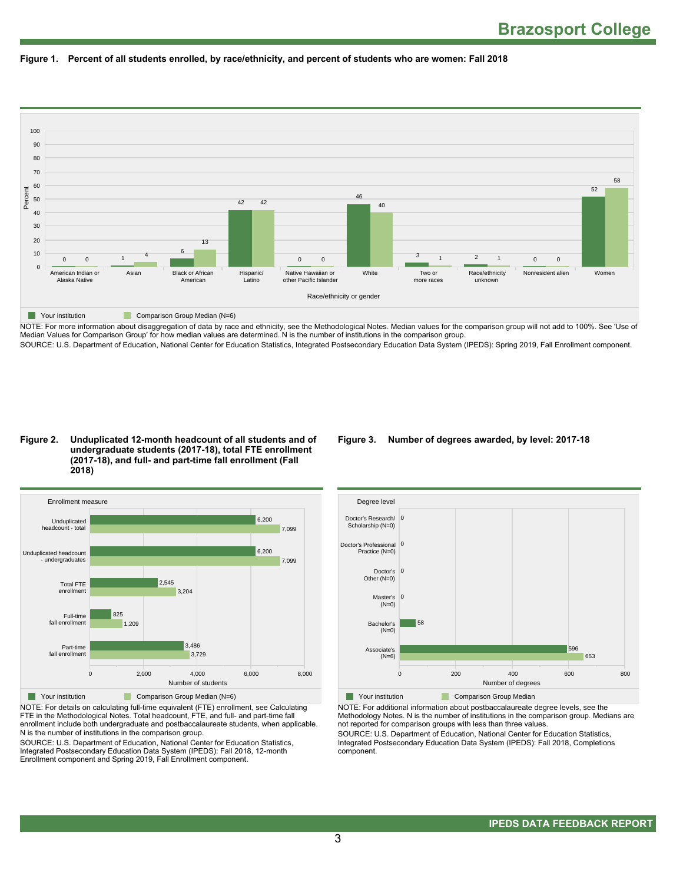# Brazosport College

**Figure 1. Percent of all students enrolled, by race/ethnicity, and percent of students who are women: Fall 2018**

| Race/ethnicity or gender | Your institution | Comparison Group Median (N=6) |
|---|---|---|
| American Indian or Alaska Native | 0 | 0 |
| Asian | 1 | 4 |
| Black or African American | 6 | 13 |
| Hispanic/ Latino | 42 | 42 |
| Native Hawaiian or other Pacific Islander | 0 | 0 |
| White | 46 | 40 |
| Two or more races | 3 | 1 |
| Race/ethnicity unknown | 2 | 1 |
| Nonresident alien | 0 | 0 |
| Women | 52 | 58 |

NOTE: For more information about disaggregation of data by race and ethnicity, see the Methodological Notes. Median values for the comparison group will not add to 100%. See 'Use of Median Values for Comparison Group' for how median values are determined. N is the number of institutions in the comparison group.

SOURCE: U.S. Department of Education, National Center for Education Statistics, Integrated Postsecondary Education Data System (IPEDS): Spring 2019, Fall Enrollment component.

**Figure 2. Unduplicated 12-month headcount of all students and of undergraduate students (2017-18), total FTE enrollment (2017-18), and full- and part-time fall enrollment (Fall 2018)**

| Enrollment measure | Your institution | Comparison Group Median (N=6) |
|---|---|---|
| Unduplicated headcount - total | 6,200 | 7,099 |
| Unduplicated headcount - undergraduates | 6,200 | 7,099 |
| Total FTE enrollment | 2,545 | 3,204 |
| Full-time fall enrollment | 825 | 1,209 |
| Part-time fall enrollment | 3,486 | 3,729 |

NOTE: For details on calculating full-time equivalent (FTE) enrollment, see Calculating FTE in the Methodological Notes. Total headcount, FTE, and full- and part-time fall enrollment include both undergraduate and postbaccalaureate students, when applicable. N is the number of institutions in the comparison group.

SOURCE: U.S. Department of Education, National Center for Education Statistics, Integrated Postsecondary Education Data System (IPEDS): Fall 2018, 12-month Enrollment component and Spring 2019, Fall Enrollment component.

**Figure 3. Number of degrees awarded, by level: 2017-18**

| Degree level | Your institution | Comparison Group Median |
|---|---|---|
| Doctor's Research/ Scholarship (N=0) | 0 | |
| Doctor's Professional Practice (N=0) | 0 | |
| Doctor's Other (N=0) | 0 | |
| Master's (N=0) | 0 | |
| Bachelor's (N=0) | 58 | |
| Associate's (N=6) | 596 | 653 |

NOTE: For additional information about postbaccalaureate degree levels, see the Methodology Notes. N is the number of institutions in the comparison group. Medians are not reported for comparison groups with less than three values.

SOURCE: U.S. Department of Education, National Center for Education Statistics, Integrated Postsecondary Education Data System (IPEDS): Fall 2018, Completions component.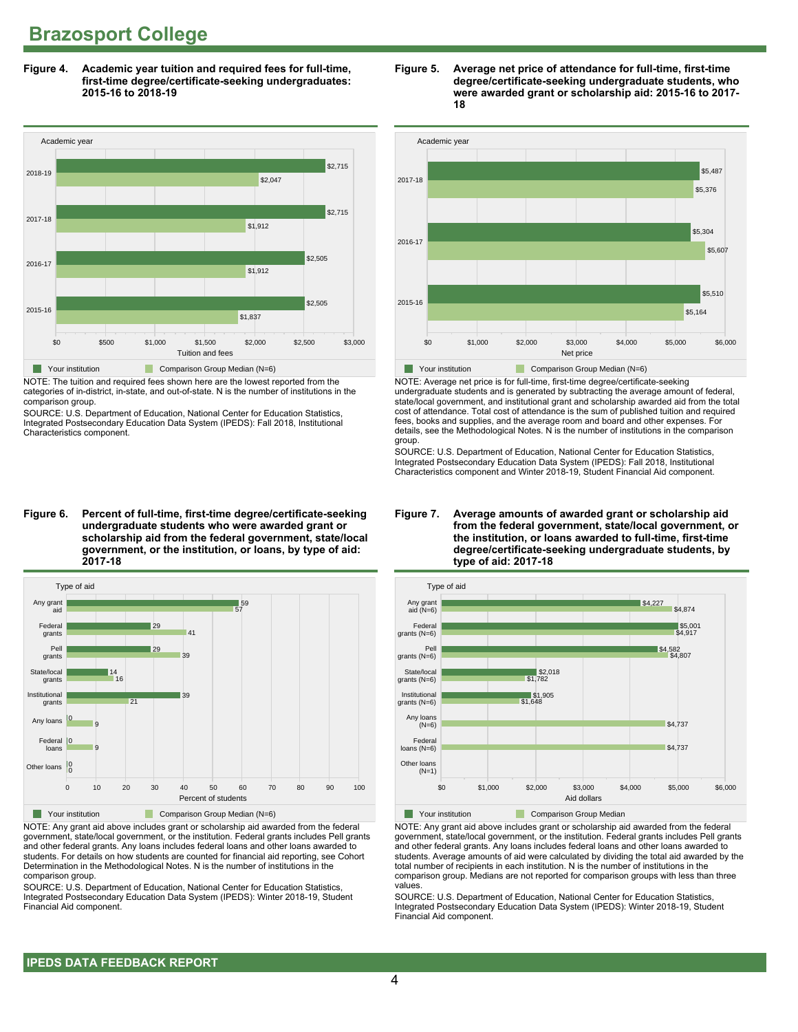# Brazosport College

**Figure 4. Academic year tuition and required fees for full-time, first-time degree/certificate-seeking undergraduates: 2015-16 to 2018-19**

| Academic year | Your institution | Comparison Group Median (N=6) |
|---|---|---|
| 2018-19 | $2,715 | $2,047 |
| 2017-18 | $2,715 | $1,912 |
| 2016-17 | $2,505 | $1,912 |
| 2015-16 | $2,505 | $1,837 |

NOTE: The tuition and required fees shown here are the lowest reported from the categories of in-district, in-state, and out-of-state. N is the number of institutions in the comparison group.

SOURCE: U.S. Department of Education, National Center for Education Statistics, Integrated Postsecondary Education Data System (IPEDS): Fall 2018, Institutional Characteristics component.

**Figure 5. Average net price of attendance for full-time, first-time degree/certificate-seeking undergraduate students, who were awarded grant or scholarship aid: 2015-16 to 2017-18**

| Academic year | Your institution | Comparison Group Median (N=6) |
|---|---|---|
| 2017-18 | $5,487 | $5,376 |
| 2016-17 | $5,304 | $5,607 |
| 2015-16 | $5,510 | $5,164 |

NOTE: Average net price is for full-time, first-time degree/certificate-seeking undergraduate students and is generated by subtracting the average amount of federal, state/local government, and institutional grant and scholarship awarded aid from the total cost of attendance. Total cost of attendance is the sum of published tuition and required fees, books and supplies, and the average room and board and other expenses. For details, see the Methodological Notes. N is the number of institutions in the comparison group.

SOURCE: U.S. Department of Education, National Center for Education Statistics, Integrated Postsecondary Education Data System (IPEDS): Fall 2018, Institutional Characteristics component and Winter 2018-19, Student Financial Aid component.

**Figure 6. Percent of full-time, first-time degree/certificate-seeking undergraduate students who were awarded grant or scholarship aid from the federal government, state/local government, or the institution, or loans, by type of aid: 2017-18**

| Type of aid | Your institution | Comparison Group Median (N=6) |
|---|---|---|
| Any grant aid | 59 | 57 |
| Federal grants | 29 | 41 |
| Pell grants | 29 | 39 |
| State/local grants | 14 | 16 |
| Institutional grants | 39 | 21 |
| Any loans | 0 | 9 |
| Federal loans | 0 | 9 |
| Other loans | 0 | 0 |

NOTE: Any grant aid above includes grant or scholarship aid awarded from the federal government, state/local government, or the institution. Federal grants includes Pell grants and other federal grants. Any loans includes federal loans and other loans awarded to students. For details on how students are counted for financial aid reporting, see Cohort Determination in the Methodological Notes. N is the number of institutions in the comparison group.

SOURCE: U.S. Department of Education, National Center for Education Statistics, Integrated Postsecondary Education Data System (IPEDS): Winter 2018-19, Student Financial Aid component.

**Figure 7. Average amounts of awarded grant or scholarship aid from the federal government, state/local government, or the institution, or loans awarded to full-time, first-time degree/certificate-seeking undergraduate students, by type of aid: 2017-18**

| Type of aid | Your institution | Comparison Group Median |
|---|---|---|
| Any grant aid (N=6) | $4,227 | $4,874 |
| Federal grants (N=6) | $5,001 | $4,917 |
| Pell grants (N=6) | $4,582 | $4,807 |
| State/local grants (N=6) | $2,018 | $1,782 |
| Institutional grants (N=6) | $1,905 | $1,648 |
| Any loans (N=6) | | $4,737 |
| Federal loans (N=6) | | $4,737 |
| Other loans (N=1) | | |

NOTE: Any grant aid above includes grant or scholarship aid awarded from the federal government, state/local government, or the institution. Federal grants includes Pell grants and other federal grants. Any loans includes federal loans and other loans awarded to students. Average amounts of aid were calculated by dividing the total aid awarded by the total number of recipients in each institution. N is the number of institutions in the comparison group. Medians are not reported for comparison groups with less than three values.

SOURCE: U.S. Department of Education, National Center for Education Statistics, Integrated Postsecondary Education Data System (IPEDS): Winter 2018-19, Student Financial Aid component.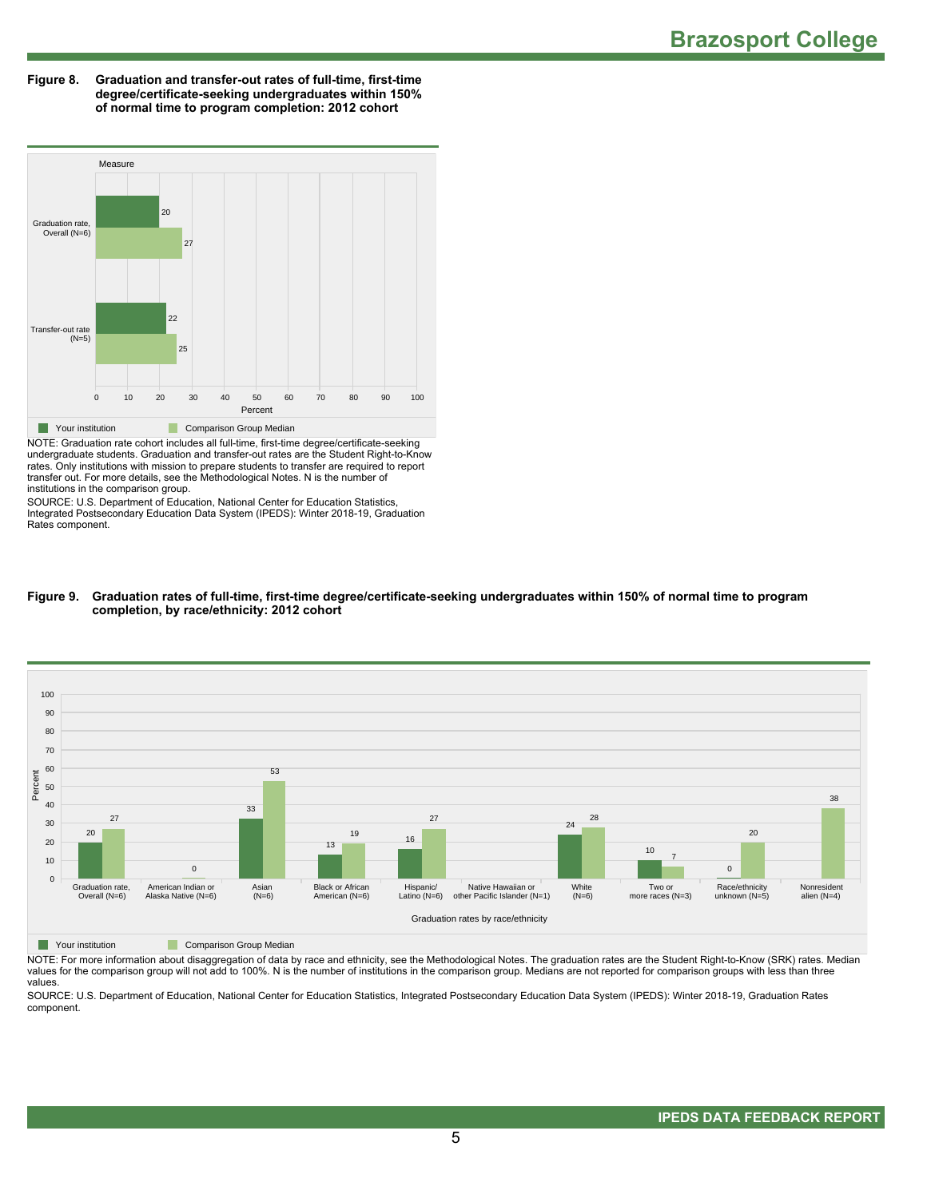**Figure 8. Graduation and transfer-out rates of full-time, first-time degree/certificate-seeking undergraduates within 150% of normal time to program completion: 2012 cohort**

| Measure | Your institution | Comparison Group Median |
|---|---|---|
| Graduation rate, Overall (N=6) | 20 | 27 |
| Transfer-out rate (N=5) | 22 | 25 |

NOTE: Graduation rate cohort includes all full-time, first-time degree/certificate-seeking undergraduate students. Graduation and transfer-out rates are the Student Right-to-Know rates. Only institutions with mission to prepare students to transfer are required to report transfer out. For more details, see the Methodological Notes. N is the number of institutions in the comparison group.

SOURCE: U.S. Department of Education, National Center for Education Statistics, Integrated Postsecondary Education Data System (IPEDS): Winter 2018-19, Graduation Rates component.

**Figure 9. Graduation rates of full-time, first-time degree/certificate-seeking undergraduates within 150% of normal time to program completion, by race/ethnicity: 2012 cohort**

| Graduation rates by race/ethnicity | Your institution | Comparison Group Median |
|---|---|---|
| Graduation rate, Overall (N=6) | 20 | 27 |
| American Indian or Alaska Native (N=6) | | 0 |
| Asian (N=6) | 33 | 53 |
| Black or African American (N=6) | 13 | 19 |
| Hispanic/ Latino (N=6) | 16 | 27 |
| Native Hawaiian or other Pacific Islander (N=1) | | |
| White (N=6) | 24 | 28 |
| Two or more races (N=3) | 10 | 7 |
| Race/ethnicity unknown (N=5) | 0 | 20 |
| Nonresident alien (N=4) | | 38 |

NOTE: For more information about disaggregation of data by race and ethnicity, see the Methodological Notes. The graduation rates are the Student Right-to-Know (SRK) rates. Median values for the comparison group will not add to 100%. N is the number of institutions in the comparison group. Medians are not reported for comparison groups with less than three values.

SOURCE: U.S. Department of Education, National Center for Education Statistics, Integrated Postsecondary Education Data System (IPEDS): Winter 2018-19, Graduation Rates component.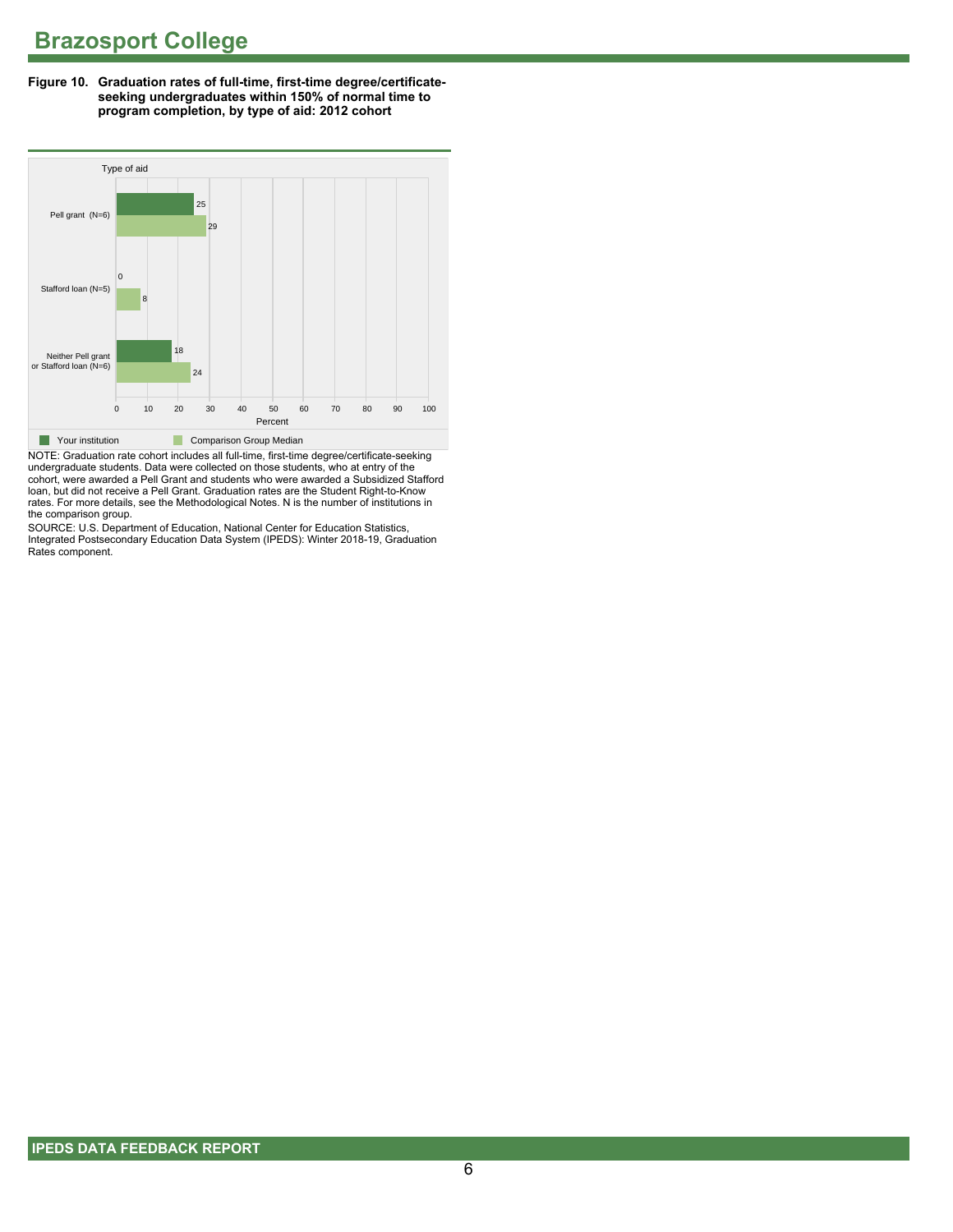# Brazosport College

**Figure 10. Graduation rates of full-time, first-time degree/certificate-seeking undergraduates within 150% of normal time to program completion, by type of aid: 2012 cohort**

| Type of aid | Your institution | Comparison Group Median |
| --- | --- | --- |
| Pell grant (N=6) | 25 | 29 |
| Stafford loan (N=5) | 0 | 8 |
| Neither Pell grant or Stafford loan (N=6) | 18 | 24 |

NOTE: Graduation rate cohort includes all full-time, first-time degree/certificate-seeking undergraduate students. Data were collected on those students, who at entry of the cohort, were awarded a Pell Grant and students who were awarded a Subsidized Stafford loan, but did not receive a Pell Grant. Graduation rates are the Student Right-to-Know rates. For more details, see the Methodological Notes. N is the number of institutions in the comparison group.

SOURCE: U.S. Department of Education, National Center for Education Statistics, Integrated Postsecondary Education Data System (IPEDS): Winter 2018-19, Graduation Rates component.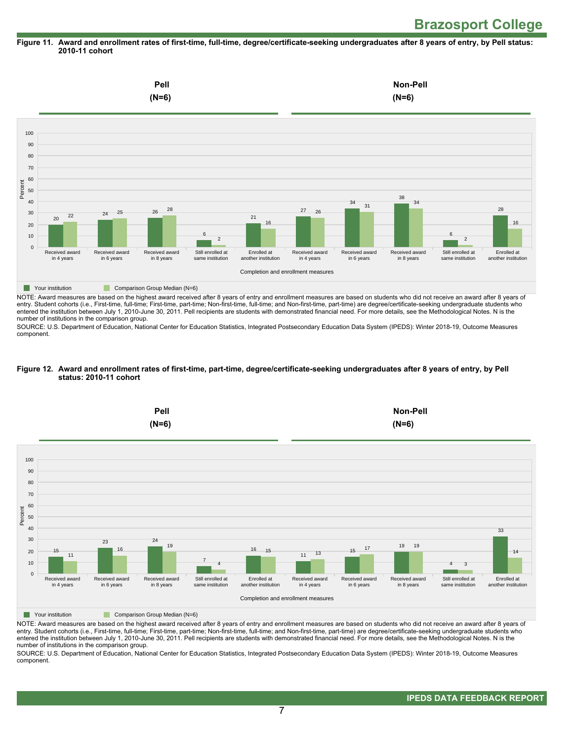# Brazosport College

**Figure 11. Award and enrollment rates of first-time, full-time, degree/certificate-seeking undergraduates after 8 years of entry, by Pell status: 2010-11 cohort**

| | Pell (N=6) | | Non-Pell (N=6) | |
|---|---|---|---|---|
| Completion and enrollment measures | Your institution | Comparison Group Median (N=6) | Your institution | Comparison Group Median (N=6) |
| Received award in 4 years | 20 | 22 | 27 | 26 |
| Received award in 6 years | 24 | 25 | 34 | 31 |
| Received award in 8 years | 26 | 28 | 38 | 34 |
| Still enrolled at same institution | 6 | 2 | 6 | 2 |
| Enrolled at another institution | 21 | 16 | 28 | 16 |

NOTE: Award measures are based on the highest award received after 8 years of entry and enrollment measures are based on students who did not receive an award after 8 years of entry. Student cohorts (i.e., First-time, full-time; First-time, part-time; Non-first-time, full-time; and Non-first-time, part-time) are degree/certificate-seeking undergraduate students who entered the institution between July 1, 2010-June 30, 2011. Pell recipients are students with demonstrated financial need. For more details, see the Methodological Notes. N is the number of institutions in the comparison group.

SOURCE: U.S. Department of Education, National Center for Education Statistics, Integrated Postsecondary Education Data System (IPEDS): Winter 2018-19, Outcome Measures component.

**Figure 12. Award and enrollment rates of first-time, part-time, degree/certificate-seeking undergraduates after 8 years of entry, by Pell status: 2010-11 cohort**

| | Pell (N=6) | | Non-Pell (N=6) | |
|---|---|---|---|---|
| Completion and enrollment measures | Your institution | Comparison Group Median (N=6) | Your institution | Comparison Group Median (N=6) |
| Received award in 4 years | 15 | 11 | 11 | 13 |
| Received award in 6 years | 23 | 16 | 15 | 17 |
| Received award in 8 years | 24 | 19 | 19 | 19 |
| Still enrolled at same institution | 7 | 4 | 4 | 3 |
| Enrolled at another institution | 16 | 15 | 33 | 14 |

NOTE: Award measures are based on the highest award received after 8 years of entry and enrollment measures are based on students who did not receive an award after 8 years of entry. Student cohorts (i.e., First-time, full-time; First-time, part-time; Non-first-time, full-time; and Non-first-time, part-time) are degree/certificate-seeking undergraduate students who entered the institution between July 1, 2010-June 30, 2011. Pell recipients are students with demonstrated financial need. For more details, see the Methodological Notes. N is the number of institutions in the comparison group.

SOURCE: U.S. Department of Education, National Center for Education Statistics, Integrated Postsecondary Education Data System (IPEDS): Winter 2018-19, Outcome Measures component.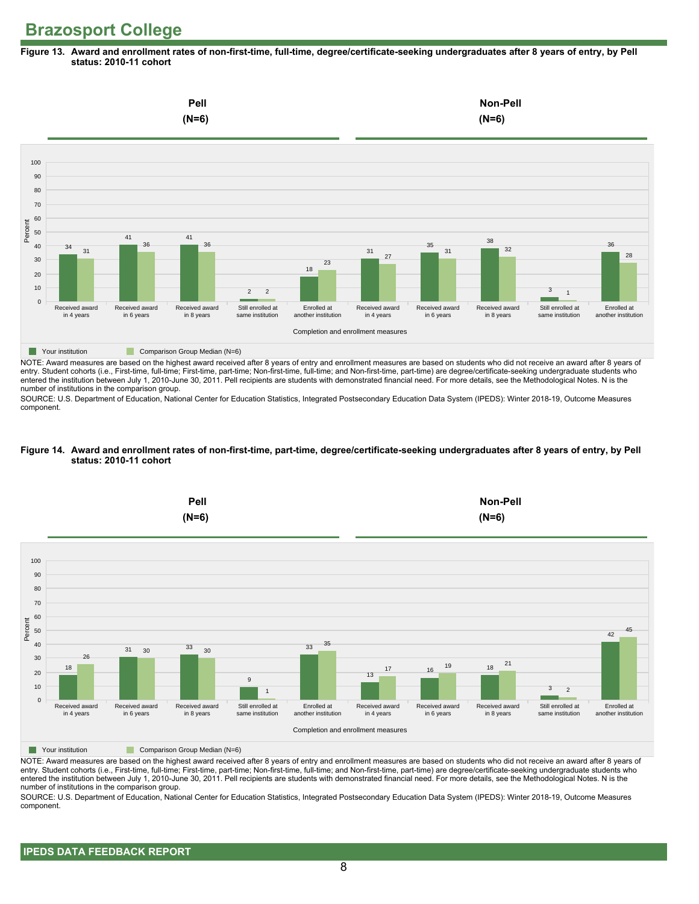# Brazosport College

**Figure 13. Award and enrollment rates of non-first-time, full-time, degree/certificate-seeking undergraduates after 8 years of entry, by Pell status: 2010-11 cohort**

| Completion and enrollment measures | Pell (N=6): Your institution | Pell (N=6): Comparison Group Median (N=6) | Non-Pell (N=6): Your institution | Non-Pell (N=6): Comparison Group Median (N=6) |
|---|---|---|---|---|
| Received award in 4 years | 34 | 31 | 31 | 27 |
| Received award in 6 years | 41 | 36 | 35 | 31 |
| Received award in 8 years | 41 | 36 | 38 | 32 |
| Still enrolled at same institution | 2 | 2 | 3 | 1 |
| Enrolled at another institution | 18 | 23 | 36 | 28 |

NOTE: Award measures are based on the highest award received after 8 years of entry and enrollment measures are based on students who did not receive an award after 8 years of entry. Student cohorts (i.e., First-time, full-time; First-time, part-time; Non-first-time, full-time; and Non-first-time, part-time) are degree/certificate-seeking undergraduate students who entered the institution between July 1, 2010-June 30, 2011. Pell recipients are students with demonstrated financial need. For more details, see the Methodological Notes. N is the number of institutions in the comparison group.

SOURCE: U.S. Department of Education, National Center for Education Statistics, Integrated Postsecondary Education Data System (IPEDS): Winter 2018-19, Outcome Measures component.

**Figure 14. Award and enrollment rates of non-first-time, part-time, degree/certificate-seeking undergraduates after 8 years of entry, by Pell status: 2010-11 cohort**

| Completion and enrollment measures | Pell (N=6): Your institution | Pell (N=6): Comparison Group Median (N=6) | Non-Pell (N=6): Your institution | Non-Pell (N=6): Comparison Group Median (N=6) |
|---|---|---|---|---|
| Received award in 4 years | 18 | 26 | 13 | 17 |
| Received award in 6 years | 31 | 30 | 16 | 19 |
| Received award in 8 years | 33 | 30 | 18 | 21 |
| Still enrolled at same institution | 9 | 1 | 3 | 2 |
| Enrolled at another institution | 33 | 35 | 42 | 45 |

NOTE: Award measures are based on the highest award received after 8 years of entry and enrollment measures are based on students who did not receive an award after 8 years of entry. Student cohorts (i.e., First-time, full-time; First-time, part-time; Non-first-time, full-time; and Non-first-time, part-time) are degree/certificate-seeking undergraduate students who entered the institution between July 1, 2010-June 30, 2011. Pell recipients are students with demonstrated financial need. For more details, see the Methodological Notes. N is the number of institutions in the comparison group.

SOURCE: U.S. Department of Education, National Center for Education Statistics, Integrated Postsecondary Education Data System (IPEDS): Winter 2018-19, Outcome Measures component.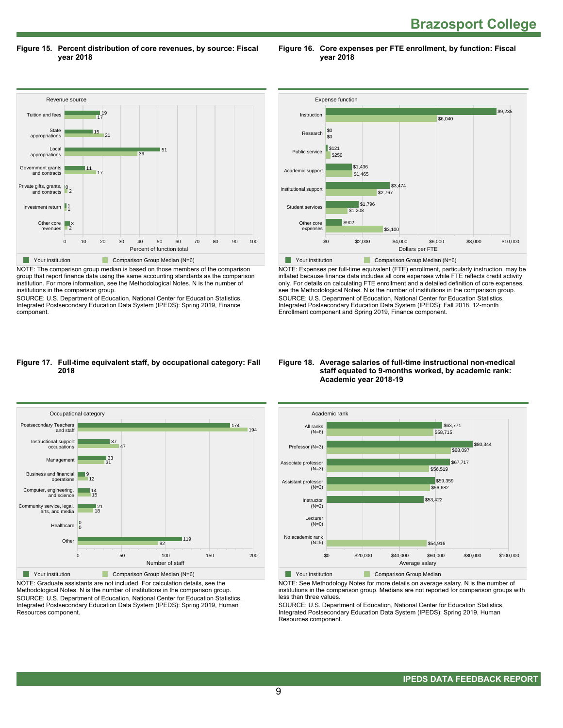# Brazosport College

**Figure 15. Percent distribution of core revenues, by source: Fiscal year 2018**

| Revenue source | Your institution | Comparison Group Median (N=6) |
|---|---|---|
| Tuition and fees | 19 | 17 |
| State appropriations | 15 | 21 |
| Local appropriations | 51 | 39 |
| Government grants and contracts | 11 | 17 |
| Private gifts, grants, and contracts | 0 | 2 |
| Investment return | 1 | 1 |
| Other core revenues | 3 | 2 |

Percent of function total

NOTE: The comparison group median is based on those members of the comparison group that report finance data using the same accounting standards as the comparison institution. For more information, see the Methodological Notes. N is the number of institutions in the comparison group.
SOURCE: U.S. Department of Education, National Center for Education Statistics, Integrated Postsecondary Education Data System (IPEDS): Spring 2019, Finance component.

**Figure 16. Core expenses per FTE enrollment, by function: Fiscal year 2018**

| Expense function | Your institution | Comparison Group Median (N=6) |
|---|---|---|
| Instruction | $9,235 | $6,040 |
| Research | $0 | $0 |
| Public service | $121 | $250 |
| Academic support | $1,436 | $1,465 |
| Institutional support | $3,474 | $2,767 |
| Student services | $1,796 | $1,208 |
| Other core expenses | $902 | $3,100 |

Dollars per FTE

NOTE: Expenses per full-time equivalent (FTE) enrollment, particularly instruction, may be inflated because finance data includes all core expenses while FTE reflects credit activity only. For details on calculating FTE enrollment and a detailed definition of core expenses, see the Methodological Notes. N is the number of institutions in the comparison group.
SOURCE: U.S. Department of Education, National Center for Education Statistics, Integrated Postsecondary Education Data System (IPEDS): Fall 2018, 12-month Enrollment component and Spring 2019, Finance component.

**Figure 17. Full-time equivalent staff, by occupational category: Fall 2018**

| Occupational category | Your institution | Comparison Group Median (N=6) |
|---|---|---|
| Postsecondary Teachers and staff | 174 | 194 |
| Instructional support occupations | 37 | 47 |
| Management | 33 | 31 |
| Business and financial operations | 9 | 12 |
| Computer, engineering, and science | 14 | 15 |
| Community service, legal, arts, and media | 21 | 18 |
| Healthcare | 0 | 0 |
| Other | 119 | 92 |

Number of staff

NOTE: Graduate assistants are not included. For calculation details, see the Methodological Notes. N is the number of institutions in the comparison group.
SOURCE: U.S. Department of Education, National Center for Education Statistics, Integrated Postsecondary Education Data System (IPEDS): Spring 2019, Human Resources component.

**Figure 18. Average salaries of full-time instructional non-medical staff equated to 9-months worked, by academic rank: Academic year 2018-19**

| Academic rank | Your institution | Comparison Group Median |
|---|---|---|
| All ranks (N=6) | $63,771 | $58,715 |
| Professor (N=3) | $80,344 | $68,097 |
| Associate professor (N=3) | $67,717 | $56,519 |
| Assistant professor (N=3) | $59,359 | $56,682 |
| Instructor (N=2) | $53,422 | |
| Lecturer (N=0) | | |
| No academic rank (N=5) | | $54,916 |

Average salary

NOTE: See Methodology Notes for more details on average salary. N is the number of institutions in the comparison group. Medians are not reported for comparison groups with less than three values.
SOURCE: U.S. Department of Education, National Center for Education Statistics, Integrated Postsecondary Education Data System (IPEDS): Spring 2019, Human Resources component.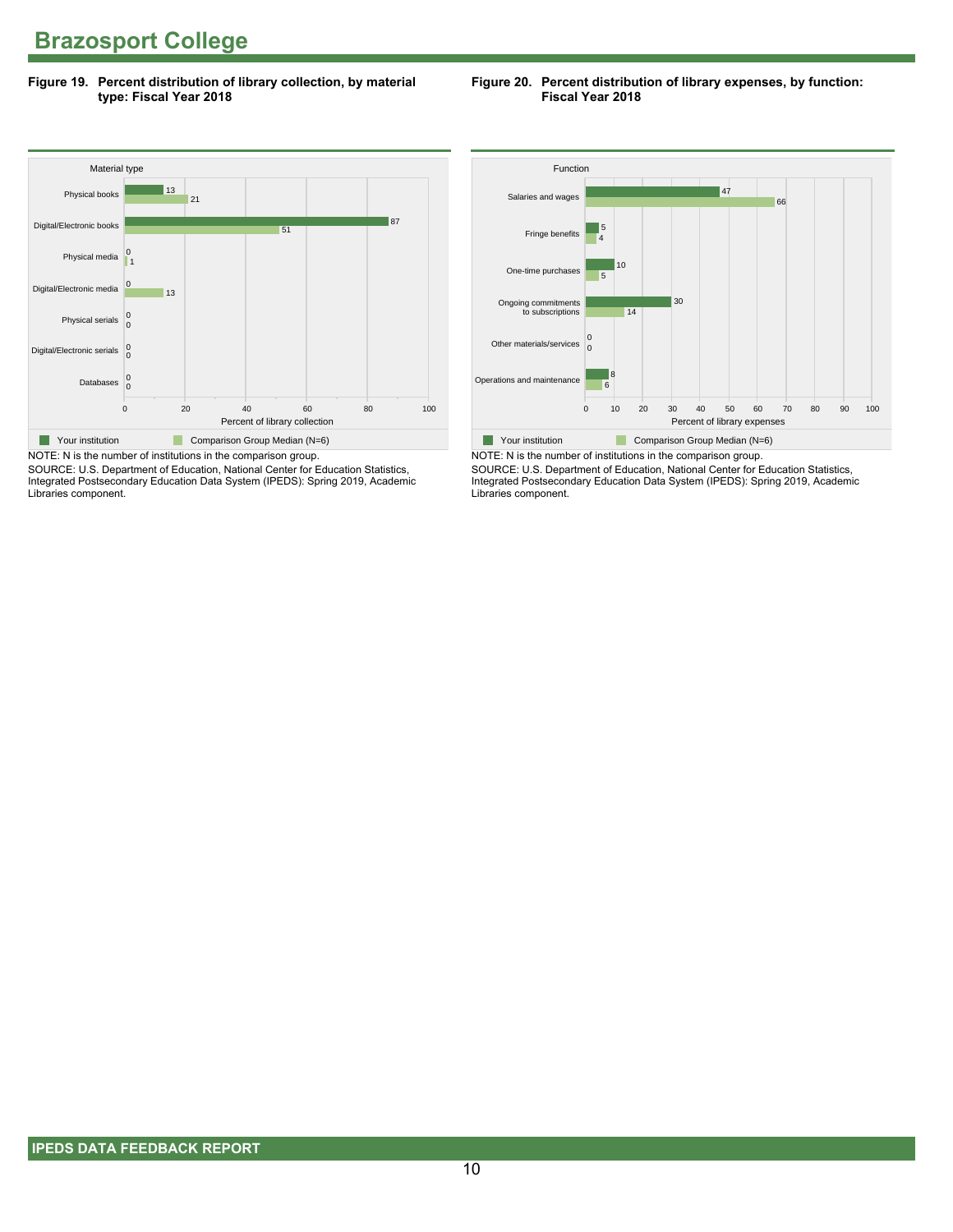# Brazosport College

**Figure 19. Percent distribution of library collection, by material type: Fiscal Year 2018**

| Material type | Your institution | Comparison Group Median (N=6) |
|---|---|---|
| Physical books | 13 | 21 |
| Digital/Electronic books | 87 | 51 |
| Physical media | 0 | 1 |
| Digital/Electronic media | 0 | 13 |
| Physical serials | 0 | 0 |
| Digital/Electronic serials | 0 | 0 |
| Databases | 0 | 0 |

Percent of library collection

NOTE: N is the number of institutions in the comparison group.
SOURCE: U.S. Department of Education, National Center for Education Statistics, Integrated Postsecondary Education Data System (IPEDS): Spring 2019, Academic Libraries component.

**Figure 20. Percent distribution of library expenses, by function: Fiscal Year 2018**

| Function | Your institution | Comparison Group Median (N=6) |
|---|---|---|
| Salaries and wages | 47 | 66 |
| Fringe benefits | 5 | 4 |
| One-time purchases | 10 | 5 |
| Ongoing commitments to subscriptions | 30 | 14 |
| Other materials/services | 0 | 0 |
| Operations and maintenance | 8 | 6 |

Percent of library expenses

NOTE: N is the number of institutions in the comparison group.
SOURCE: U.S. Department of Education, National Center for Education Statistics, Integrated Postsecondary Education Data System (IPEDS): Spring 2019, Academic Libraries component.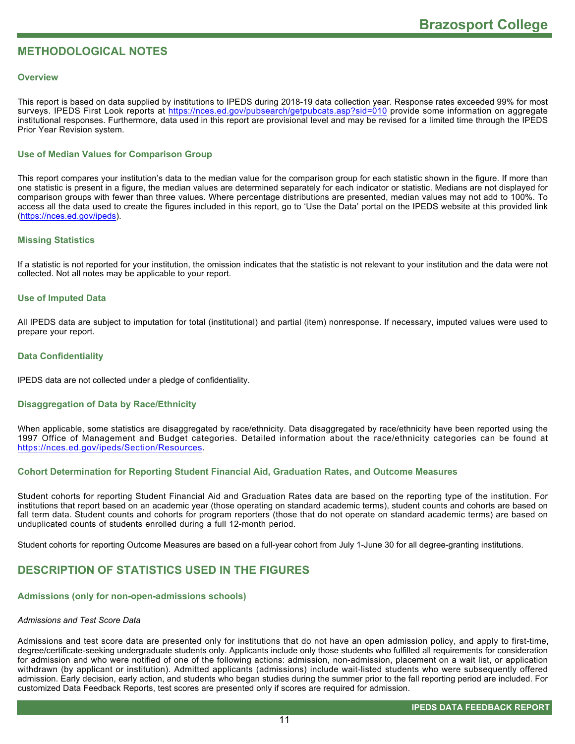## METHODOLOGICAL NOTES

### Overview

This report is based on data supplied by institutions to IPEDS during 2018-19 data collection year. Response rates exceeded 99% for most surveys. IPEDS First Look reports at https://nces.ed.gov/pubsearch/getpubcats.asp?sid=010 provide some information on aggregate institutional responses. Furthermore, data used in this report are provisional level and may be revised for a limited time through the IPEDS Prior Year Revision system.

### Use of Median Values for Comparison Group

This report compares your institution's data to the median value for the comparison group for each statistic shown in the figure. If more than one statistic is present in a figure, the median values are determined separately for each indicator or statistic. Medians are not displayed for comparison groups with fewer than three values. Where percentage distributions are presented, median values may not add to 100%. To access all the data used to create the figures included in this report, go to 'Use the Data' portal on the IPEDS website at this provided link (https://nces.ed.gov/ipeds).

### Missing Statistics

If a statistic is not reported for your institution, the omission indicates that the statistic is not relevant to your institution and the data were not collected. Not all notes may be applicable to your report.

### Use of Imputed Data

All IPEDS data are subject to imputation for total (institutional) and partial (item) nonresponse. If necessary, imputed values were used to prepare your report.

### Data Confidentiality

IPEDS data are not collected under a pledge of confidentiality.

### Disaggregation of Data by Race/Ethnicity

When applicable, some statistics are disaggregated by race/ethnicity. Data disaggregated by race/ethnicity have been reported using the 1997 Office of Management and Budget categories. Detailed information about the race/ethnicity categories can be found at https://nces.ed.gov/ipeds/Section/Resources.

### Cohort Determination for Reporting Student Financial Aid, Graduation Rates, and Outcome Measures

Student cohorts for reporting Student Financial Aid and Graduation Rates data are based on the reporting type of the institution. For institutions that report based on an academic year (those operating on standard academic terms), student counts and cohorts are based on fall term data. Student counts and cohorts for program reporters (those that do not operate on standard academic terms) are based on unduplicated counts of students enrolled during a full 12-month period.

Student cohorts for reporting Outcome Measures are based on a full-year cohort from July 1-June 30 for all degree-granting institutions.

## DESCRIPTION OF STATISTICS USED IN THE FIGURES

### Admissions (only for non-open-admissions schools)

*Admissions and Test Score Data*

Admissions and test score data are presented only for institutions that do not have an open admission policy, and apply to first-time, degree/certificate-seeking undergraduate students only. Applicants include only those students who fulfilled all requirements for consideration for admission and who were notified of one of the following actions: admission, non-admission, placement on a wait list, or application withdrawn (by applicant or institution). Admitted applicants (admissions) include wait-listed students who were subsequently offered admission. Early decision, early action, and students who began studies during the summer prior to the fall reporting period are included. For customized Data Feedback Reports, test scores are presented only if scores are required for admission.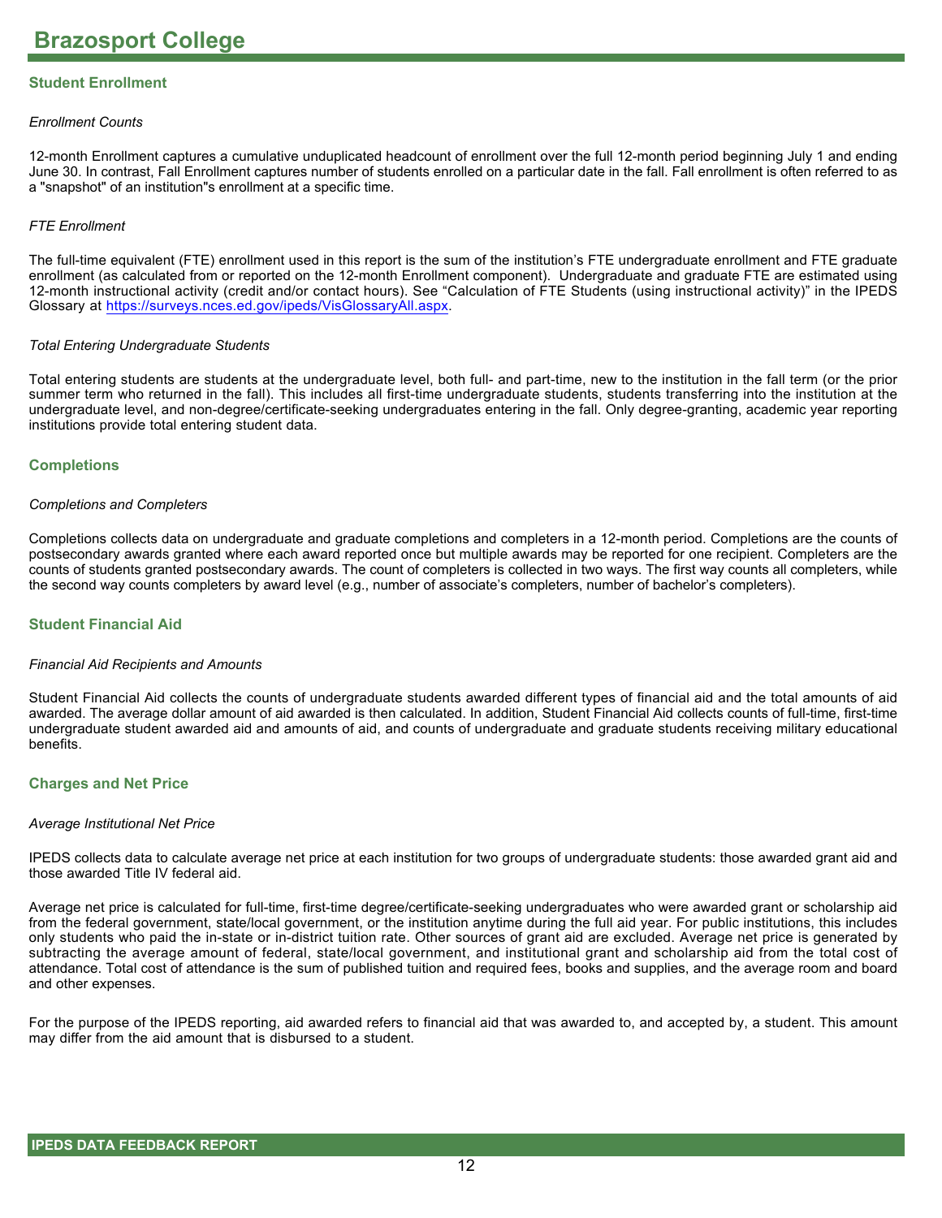# Brazosport College

## Student Enrollment

### *Enrollment Counts*

12-month Enrollment captures a cumulative unduplicated headcount of enrollment over the full 12-month period beginning July 1 and ending June 30. In contrast, Fall Enrollment captures number of students enrolled on a particular date in the fall. Fall enrollment is often referred to as a "snapshot" of an institution"s enrollment at a specific time.

### *FTE Enrollment*

The full-time equivalent (FTE) enrollment used in this report is the sum of the institution's FTE undergraduate enrollment and FTE graduate enrollment (as calculated from or reported on the 12-month Enrollment component). Undergraduate and graduate FTE are estimated using 12-month instructional activity (credit and/or contact hours). See "Calculation of FTE Students (using instructional activity)" in the IPEDS Glossary at https://surveys.nces.ed.gov/ipeds/VisGlossaryAll.aspx.

### *Total Entering Undergraduate Students*

Total entering students are students at the undergraduate level, both full- and part-time, new to the institution in the fall term (or the prior summer term who returned in the fall). This includes all first-time undergraduate students, students transferring into the institution at the undergraduate level, and non-degree/certificate-seeking undergraduates entering in the fall. Only degree-granting, academic year reporting institutions provide total entering student data.

## Completions

### *Completions and Completers*

Completions collects data on undergraduate and graduate completions and completers in a 12-month period. Completions are the counts of postsecondary awards granted where each award reported once but multiple awards may be reported for one recipient. Completers are the counts of students granted postsecondary awards. The count of completers is collected in two ways. The first way counts all completers, while the second way counts completers by award level (e.g., number of associate's completers, number of bachelor's completers).

## Student Financial Aid

### *Financial Aid Recipients and Amounts*

Student Financial Aid collects the counts of undergraduate students awarded different types of financial aid and the total amounts of aid awarded. The average dollar amount of aid awarded is then calculated. In addition, Student Financial Aid collects counts of full-time, first-time undergraduate student awarded aid and amounts of aid, and counts of undergraduate and graduate students receiving military educational benefits.

## Charges and Net Price

### *Average Institutional Net Price*

IPEDS collects data to calculate average net price at each institution for two groups of undergraduate students: those awarded grant aid and those awarded Title IV federal aid.

Average net price is calculated for full-time, first-time degree/certificate-seeking undergraduates who were awarded grant or scholarship aid from the federal government, state/local government, or the institution anytime during the full aid year. For public institutions, this includes only students who paid the in-state or in-district tuition rate. Other sources of grant aid are excluded. Average net price is generated by subtracting the average amount of federal, state/local government, and institutional grant and scholarship aid from the total cost of attendance. Total cost of attendance is the sum of published tuition and required fees, books and supplies, and the average room and board and other expenses.

For the purpose of the IPEDS reporting, aid awarded refers to financial aid that was awarded to, and accepted by, a student. This amount may differ from the aid amount that is disbursed to a student.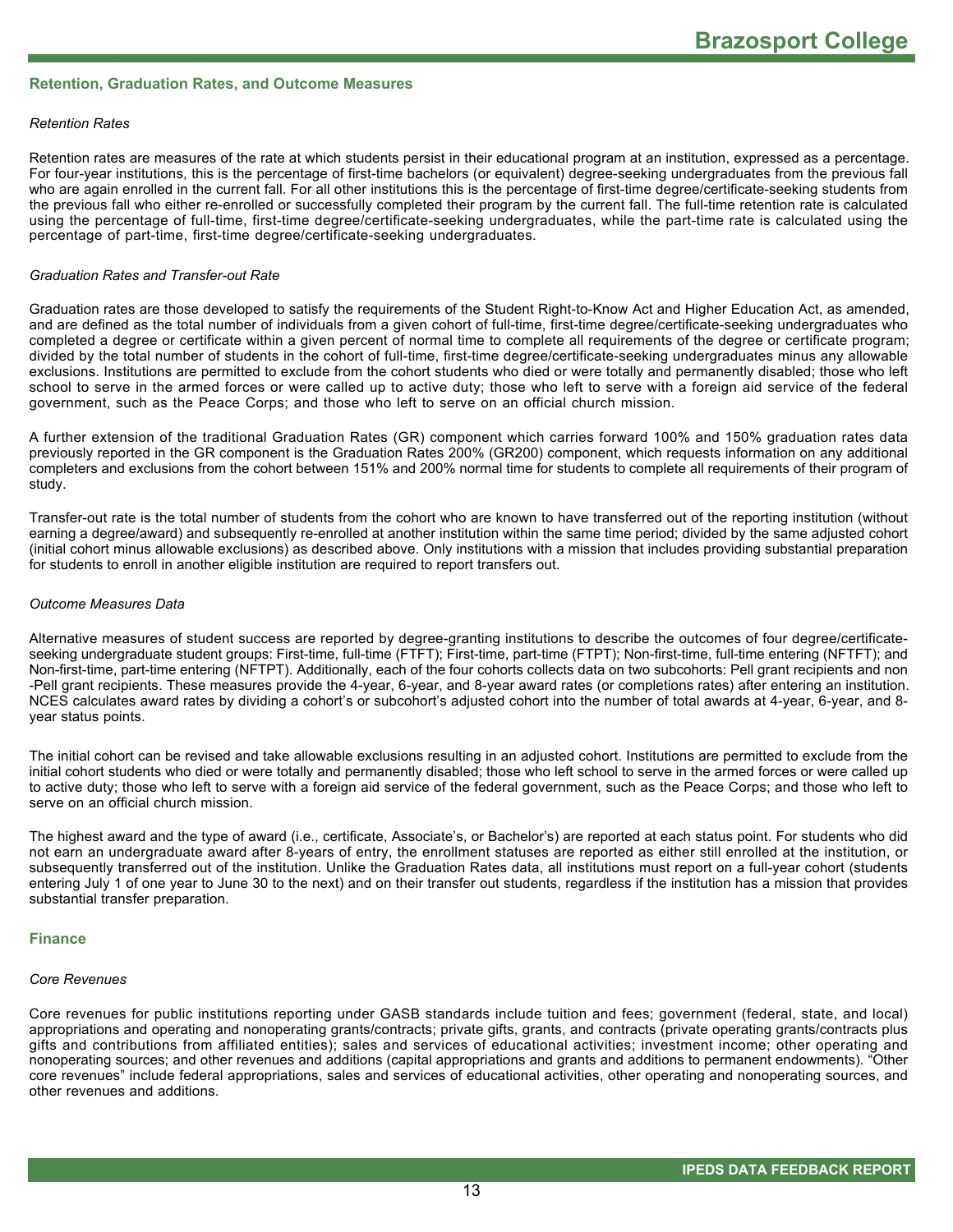## Retention, Graduation Rates, and Outcome Measures

*Retention Rates*

Retention rates are measures of the rate at which students persist in their educational program at an institution, expressed as a percentage. For four-year institutions, this is the percentage of first-time bachelors (or equivalent) degree-seeking undergraduates from the previous fall who are again enrolled in the current fall. For all other institutions this is the percentage of first-time degree/certificate-seeking students from the previous fall who either re-enrolled or successfully completed their program by the current fall. The full-time retention rate is calculated using the percentage of full-time, first-time degree/certificate-seeking undergraduates, while the part-time rate is calculated using the percentage of part-time, first-time degree/certificate-seeking undergraduates.

*Graduation Rates and Transfer-out Rate*

Graduation rates are those developed to satisfy the requirements of the Student Right-to-Know Act and Higher Education Act, as amended, and are defined as the total number of individuals from a given cohort of full-time, first-time degree/certificate-seeking undergraduates who completed a degree or certificate within a given percent of normal time to complete all requirements of the degree or certificate program; divided by the total number of students in the cohort of full-time, first-time degree/certificate-seeking undergraduates minus any allowable exclusions. Institutions are permitted to exclude from the cohort students who died or were totally and permanently disabled; those who left school to serve in the armed forces or were called up to active duty; those who left to serve with a foreign aid service of the federal government, such as the Peace Corps; and those who left to serve on an official church mission.

A further extension of the traditional Graduation Rates (GR) component which carries forward 100% and 150% graduation rates data previously reported in the GR component is the Graduation Rates 200% (GR200) component, which requests information on any additional completers and exclusions from the cohort between 151% and 200% normal time for students to complete all requirements of their program of study.

Transfer-out rate is the total number of students from the cohort who are known to have transferred out of the reporting institution (without earning a degree/award) and subsequently re-enrolled at another institution within the same time period; divided by the same adjusted cohort (initial cohort minus allowable exclusions) as described above. Only institutions with a mission that includes providing substantial preparation for students to enroll in another eligible institution are required to report transfers out.

*Outcome Measures Data*

Alternative measures of student success are reported by degree-granting institutions to describe the outcomes of four degree/certificate-seeking undergraduate student groups: First-time, full-time (FTFT); First-time, part-time (FTPT); Non-first-time, full-time entering (NFTFT); and Non-first-time, part-time entering (NFTPT). Additionally, each of the four cohorts collects data on two subcohorts: Pell grant recipients and non -Pell grant recipients. These measures provide the 4-year, 6-year, and 8-year award rates (or completions rates) after entering an institution. NCES calculates award rates by dividing a cohort's or subcohort's adjusted cohort into the number of total awards at 4-year, 6-year, and 8-year status points.

The initial cohort can be revised and take allowable exclusions resulting in an adjusted cohort. Institutions are permitted to exclude from the initial cohort students who died or were totally and permanently disabled; those who left school to serve in the armed forces or were called up to active duty; those who left to serve with a foreign aid service of the federal government, such as the Peace Corps; and those who left to serve on an official church mission.

The highest award and the type of award (i.e., certificate, Associate's, or Bachelor's) are reported at each status point. For students who did not earn an undergraduate award after 8-years of entry, the enrollment statuses are reported as either still enrolled at the institution, or subsequently transferred out of the institution. Unlike the Graduation Rates data, all institutions must report on a full-year cohort (students entering July 1 of one year to June 30 to the next) and on their transfer out students, regardless if the institution has a mission that provides substantial transfer preparation.

## Finance

*Core Revenues*

Core revenues for public institutions reporting under GASB standards include tuition and fees; government (federal, state, and local) appropriations and operating and nonoperating grants/contracts; private gifts, grants, and contracts (private operating grants/contracts plus gifts and contributions from affiliated entities); sales and services of educational activities; investment income; other operating and nonoperating sources; and other revenues and additions (capital appropriations and grants and additions to permanent endowments). "Other core revenues" include federal appropriations, sales and services of educational activities, other operating and nonoperating sources, and other revenues and additions.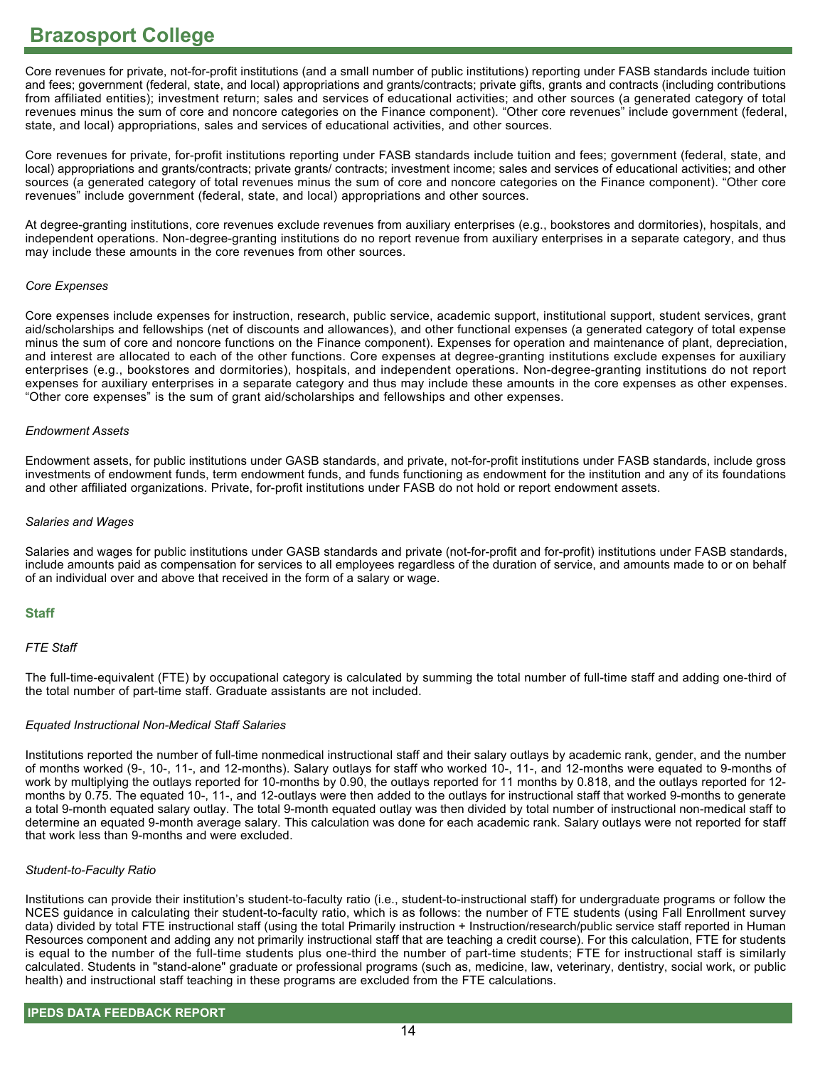Core revenues for private, not-for-profit institutions (and a small number of public institutions) reporting under FASB standards include tuition and fees; government (federal, state, and local) appropriations and grants/contracts; private gifts, grants and contracts (including contributions from affiliated entities); investment return; sales and services of educational activities; and other sources (a generated category of total revenues minus the sum of core and noncore categories on the Finance component). “Other core revenues” include government (federal, state, and local) appropriations, sales and services of educational activities, and other sources.

Core revenues for private, for-profit institutions reporting under FASB standards include tuition and fees; government (federal, state, and local) appropriations and grants/contracts; private grants/ contracts; investment income; sales and services of educational activities; and other sources (a generated category of total revenues minus the sum of core and noncore categories on the Finance component). “Other core revenues” include government (federal, state, and local) appropriations and other sources.

At degree-granting institutions, core revenues exclude revenues from auxiliary enterprises (e.g., bookstores and dormitories), hospitals, and independent operations. Non-degree-granting institutions do no report revenue from auxiliary enterprises in a separate category, and thus may include these amounts in the core revenues from other sources.

*Core Expenses*

Core expenses include expenses for instruction, research, public service, academic support, institutional support, student services, grant aid/scholarships and fellowships (net of discounts and allowances), and other functional expenses (a generated category of total expense minus the sum of core and noncore functions on the Finance component). Expenses for operation and maintenance of plant, depreciation, and interest are allocated to each of the other functions. Core expenses at degree-granting institutions exclude expenses for auxiliary enterprises (e.g., bookstores and dormitories), hospitals, and independent operations. Non-degree-granting institutions do not report expenses for auxiliary enterprises in a separate category and thus may include these amounts in the core expenses as other expenses. “Other core expenses” is the sum of grant aid/scholarships and fellowships and other expenses.

*Endowment Assets*

Endowment assets, for public institutions under GASB standards, and private, not-for-profit institutions under FASB standards, include gross investments of endowment funds, term endowment funds, and funds functioning as endowment for the institution and any of its foundations and other affiliated organizations. Private, for-profit institutions under FASB do not hold or report endowment assets.

*Salaries and Wages*

Salaries and wages for public institutions under GASB standards and private (not-for-profit and for-profit) institutions under FASB standards, include amounts paid as compensation for services to all employees regardless of the duration of service, and amounts made to or on behalf of an individual over and above that received in the form of a salary or wage.

## Staff

*FTE Staff*

The full-time-equivalent (FTE) by occupational category is calculated by summing the total number of full-time staff and adding one-third of the total number of part-time staff. Graduate assistants are not included.

*Equated Instructional Non-Medical Staff Salaries*

Institutions reported the number of full-time nonmedical instructional staff and their salary outlays by academic rank, gender, and the number of months worked (9-, 10-, 11-, and 12-months). Salary outlays for staff who worked 10-, 11-, and 12-months were equated to 9-months of work by multiplying the outlays reported for 10-months by 0.90, the outlays reported for 11 months by 0.818, and the outlays reported for 12-months by 0.75. The equated 10-, 11-, and 12-outlays were then added to the outlays for instructional staff that worked 9-months to generate a total 9-month equated salary outlay. The total 9-month equated outlay was then divided by total number of instructional non-medical staff to determine an equated 9-month average salary. This calculation was done for each academic rank. Salary outlays were not reported for staff that work less than 9-months and were excluded.

*Student-to-Faculty Ratio*

Institutions can provide their institution’s student-to-faculty ratio (i.e., student-to-instructional staff) for undergraduate programs or follow the NCES guidance in calculating their student-to-faculty ratio, which is as follows: the number of FTE students (using Fall Enrollment survey data) divided by total FTE instructional staff (using the total Primarily instruction + Instruction/research/public service staff reported in Human Resources component and adding any not primarily instructional staff that are teaching a credit course). For this calculation, FTE for students is equal to the number of the full-time students plus one-third the number of part-time students; FTE for instructional staff is similarly calculated. Students in "stand-alone" graduate or professional programs (such as, medicine, law, veterinary, dentistry, social work, or public health) and instructional staff teaching in these programs are excluded from the FTE calculations.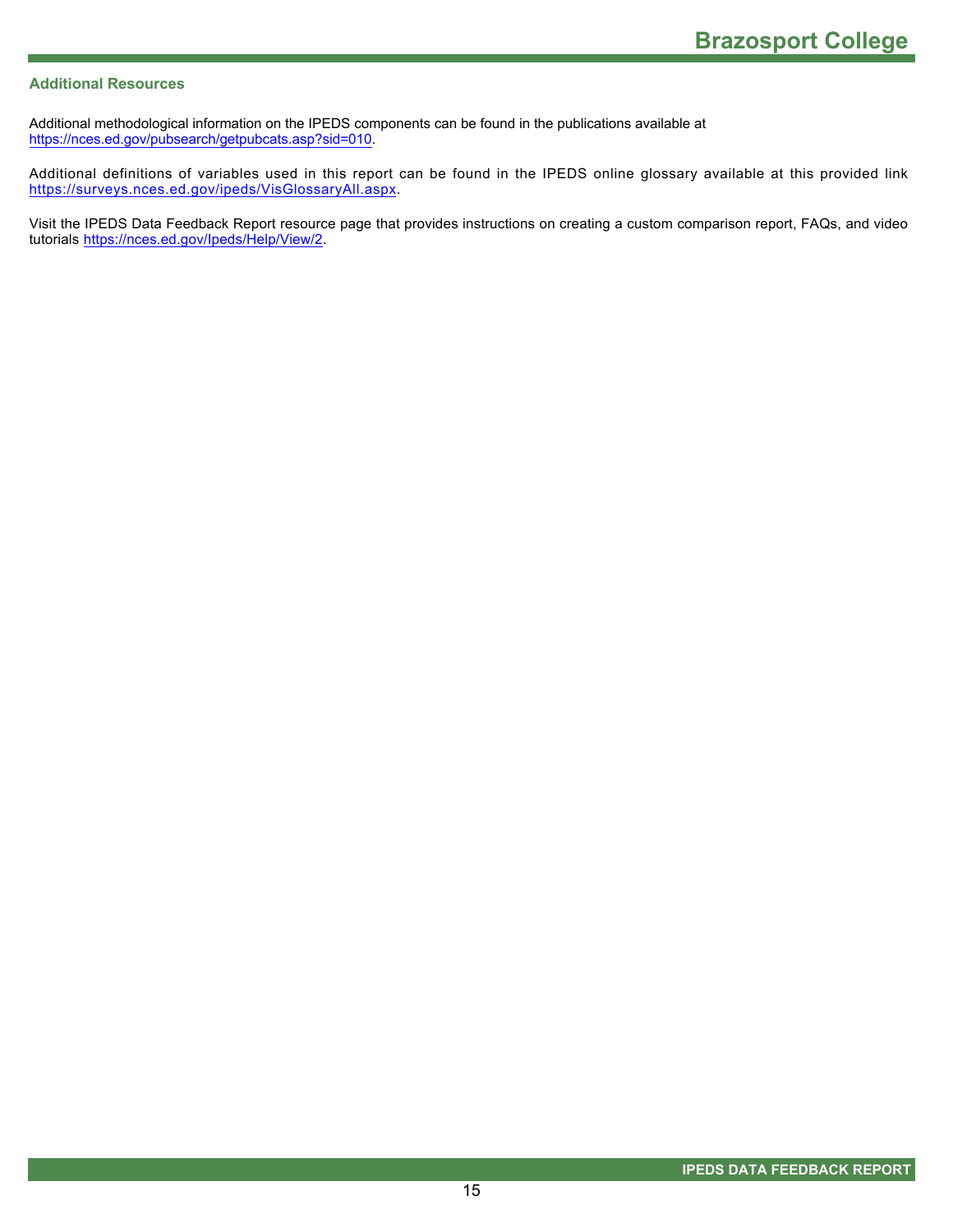### Additional Resources

Additional methodological information on the IPEDS components can be found in the publications available at https://nces.ed.gov/pubsearch/getpubcats.asp?sid=010.

Additional definitions of variables used in this report can be found in the IPEDS online glossary available at this provided link https://surveys.nces.ed.gov/ipeds/VisGlossaryAll.aspx.

Visit the IPEDS Data Feedback Report resource page that provides instructions on creating a custom comparison report, FAQs, and video tutorials https://nces.ed.gov/Ipeds/Help/View/2.